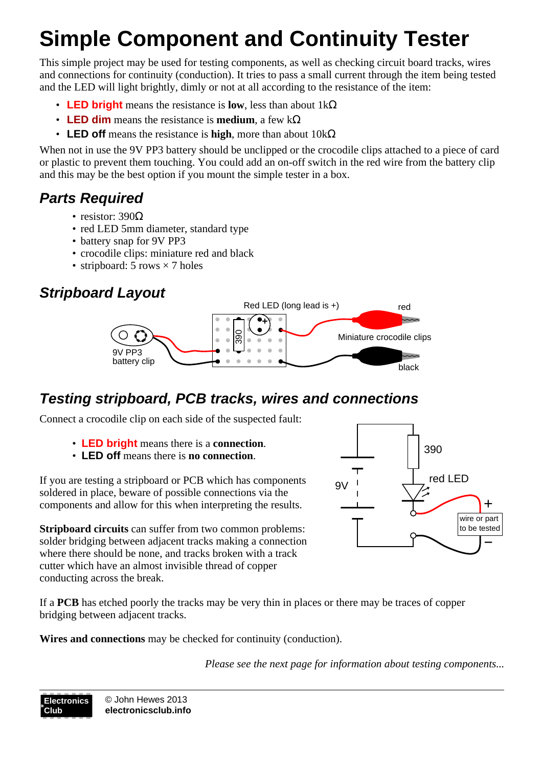# Simple Component and Continuity Tester

This simple project may be used for testing components, as well as checking circuit board tracks, wires and connections for continuity (conduction). It tries to pass a small current through the item being tested and the LED will light brightly, dimly or not at all according to the resistance of the item:

- **LED bright** means the resistance is **low**, less than about 1kΩ
- **LED dim** means the resistance is **medium**, a few kΩ
- **LED off** means the resistance is **high**, more than about 10kΩ

When not in use the 9V PP3 battery should be unclipped or the crocodile clips attached to a piece of card or plastic to prevent them touching. You could add an on-off switch in the red wire from the battery clip and this may be the best option if you mount the simple tester in a box.

## *Parts Required*

- resistor: 390Ω
- red LED 5mm diameter, standard type
- battery snap for 9V PP3
- crocodile clips: miniature red and black
- stripboard: 5 rows × 7 holes

## *Stripboard Layout*

Red LED (long lead is +)

red

Miniature crocodile clips

black

9V PP3 battery clip

390

## *Testing stripboard, PCB tracks, wires and connections*

Connect a crocodile clip on each side of the suspected fault:

- **LED bright** means there is a **connection**.
- **LED off** means there is **no connection**.

If you are testing a stripboard or PCB which has components soldered in place, beware of possible connections via the components and allow for this when interpreting the results.

**Stripboard circuits** can suffer from two common problems: solder bridging between adjacent tracks making a connection where there should be none, and tracks broken with a track cutter which have an almost invisible thread of copper conducting across the break.

9V

390

red LED

+

wire or part to be tested

−

If a **PCB** has etched poorly the tracks may be very thin in places or there may be traces of copper bridging between adjacent tracks.

**Wires and connections** may be checked for continuity (conduction).

*Please see the next page for information about testing components...*

© John Hewes 2013
**electronicsclub.info**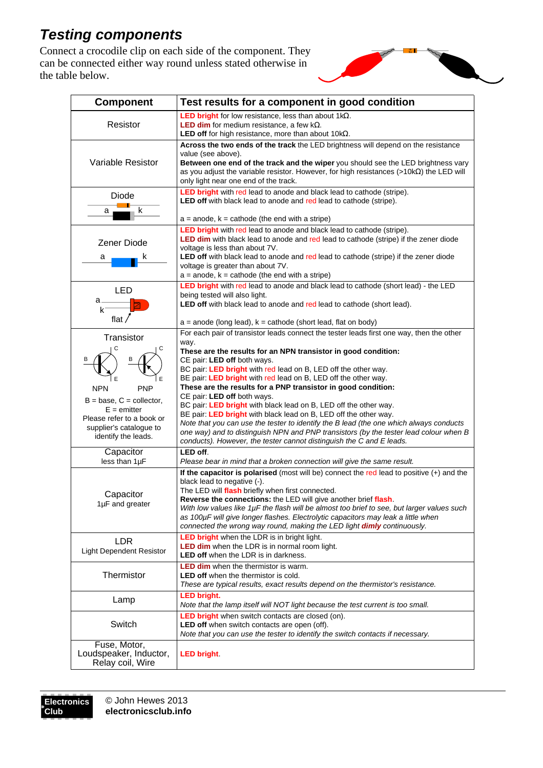## *Testing components*

Connect a crocodile clip on each side of the component. They can be connected either way round unless stated otherwise in the table below.

| Component | Test results for a component in good condition |
|---|---|
| Resistor | **LED bright** for low resistance, less than about 1kΩ.<br>**LED dim** for medium resistance, a few kΩ.<br>**LED off** for high resistance, more than about 10kΩ. |
| Variable Resistor | **Across the two ends of the track** the LED brightness will depend on the resistance value (see above).<br>**Between one end of the track and the wiper** you should see the LED brightness vary as you adjust the variable resistor. However, for high resistances (>10kΩ) the LED will only light near one end of the track. |
| Diode<br>a k | **LED bright** with red lead to anode and black lead to cathode (stripe).<br>**LED off** with black lead to anode and red lead to cathode (stripe).<br><br>a = anode, k = cathode (the end with a stripe) |
| Zener Diode<br>a k | **LED bright** with red lead to anode and black lead to cathode (stripe).<br>**LED dim** with black lead to anode and red lead to cathode (stripe) if the zener diode voltage is less than about 7V.<br>**LED off** with black lead to anode and red lead to cathode (stripe) if the zener diode voltage is greater than about 7V.<br>a = anode, k = cathode (the end with a stripe) |
| LED<br>a<br>k<br>flat | **LED bright** with red lead to anode and black lead to cathode (short lead) - the LED being tested will also light.<br>**LED off** with black lead to anode and red lead to cathode (short lead).<br><br>a = anode (long lead), k = cathode (short lead, flat on body) |
| Transistor<br>NPN PNP<br>B = base, C = collector, E = emitter<br>Please refer to a book or supplier's catalogue to identify the leads. | For each pair of transistor leads connect the tester leads first one way, then the other way.<br>**These are the results for an NPN transistor in good condition:**<br>CE pair: **LED off** both ways.<br>BC pair: **LED bright** with red lead on B, LED off the other way.<br>BE pair: **LED bright** with red lead on B, LED off the other way.<br>**These are the results for a PNP transistor in good condition:**<br>CE pair: **LED off** both ways.<br>BC pair: **LED bright** with black lead on B, LED off the other way.<br>BE pair: **LED bright** with black lead on B, LED off the other way.<br>*Note that you can use the tester to identify the B lead (the one which always conducts one way) and to distinguish NPN and PNP transistors (by the tester lead colour when B conducts). However, the tester cannot distinguish the C and E leads.* |
| Capacitor<br>less than 1µF | **LED off**.<br>*Please bear in mind that a broken connection will give the same result.* |
| Capacitor<br>1µF and greater | **If the capacitor is polarised** (most will be) connect the red lead to positive (+) and the black lead to negative (-).<br>The LED will **flash** briefly when first connected.<br>**Reverse the connections:** the LED will give another brief **flash**.<br>*With low values like 1µF the flash will be almost too brief to see, but larger values such as 100µF will give longer flashes. Electrolytic capacitors may leak a little when connected the wrong way round, making the LED light **dimly** continuously.* |
| LDR<br>Light Dependent Resistor | **LED bright** when the LDR is in bright light.<br>**LED dim** when the LDR is in normal room light.<br>**LED off** when the LDR is in darkness. |
| Thermistor | **LED dim** when the thermistor is warm.<br>**LED off** when the thermistor is cold.<br>*These are typical results, exact results depend on the thermistor's resistance.* |
| Lamp | **LED bright.**<br>*Note that the lamp itself will NOT light because the test current is too small.* |
| Switch | **LED bright** when switch contacts are closed (on).<br>**LED off** when switch contacts are open (off).<br>*Note that you can use the tester to identify the switch contacts if necessary.* |
| Fuse, Motor, Loudspeaker, Inductor, Relay coil, Wire | **LED bright**. |

Electronics Club

© John Hewes 2013
**electronicsclub.info**